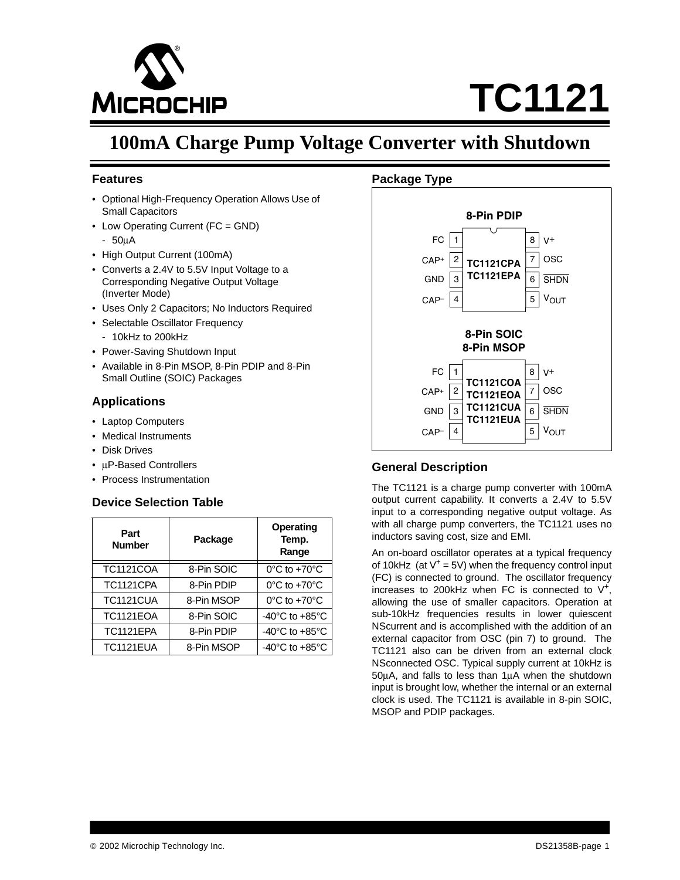# TC1121

## 100mA Charge Pump Voltage Converter with Shutdown

### Features

- Optional High-Frequency Operation Allows Use of Small Capacitors
- Low Operating Current (FC = GND)
  - 50µA
- High Output Current (100mA)
- Converts a 2.4V to 5.5V Input Voltage to a Corresponding Negative Output Voltage (Inverter Mode)
- Uses Only 2 Capacitors; No Inductors Required
- Selectable Oscillator Frequency
  - 10kHz to 200kHz
- Power-Saving Shutdown Input
- Available in 8-Pin MSOP, 8-Pin PDIP and 8-Pin Small Outline (SOIC) Packages

### Applications

- Laptop Computers
- Medical Instruments
- Disk Drives
- µP-Based Controllers
- Process Instrumentation

### Device Selection Table

| Part Number | Package | Operating Temp. Range |
|---|---|---|
| TC1121COA | 8-Pin SOIC | 0°C to +70°C |
| TC1121CPA | 8-Pin PDIP | 0°C to +70°C |
| TC1121CUA | 8-Pin MSOP | 0°C to +70°C |
| TC1121EOA | 8-Pin SOIC | -40°C to +85°C |
| TC1121EPA | 8-Pin PDIP | -40°C to +85°C |
| TC1121EUA | 8-Pin MSOP | -40°C to +85°C |

### Package Type

8-Pin PDIP

TC1121CPA
TC1121EPA

FC 1
CAP+ 2
GND 3
CAP− 4
8 V+
7 OSC
6 SHDN
5 $V_{OUT}$

8-Pin SOIC
8-Pin MSOP

TC1121COA
TC1121EOA
TC1121CUA
TC1121EUA

FC 1
CAP+ 2
GND 3
CAP− 4
8 V+
7 OSC
6 SHDN
5 $V_{OUT}$

### General Description

The TC1121 is a charge pump converter with 100mA output current capability. It converts a 2.4V to 5.5V input to a corresponding negative output voltage. As with all charge pump converters, the TC1121 uses no inductors saving cost, size and EMI.

An on-board oscillator operates at a typical frequency of 10kHz (at $V^+$ = 5V) when the frequency control input (FC) is connected to ground. The oscillator frequency increases to 200kHz when FC is connected to $V^+$, allowing the use of smaller capacitors. Operation at sub-10kHz frequencies results in lower quiescent NScurrent and is accomplished with the addition of an external capacitor from OSC (pin 7) to ground. The TC1121 also can be driven from an external clock NSconnected OSC. Typical supply current at 10kHz is 50µA, and falls to less than 1µA when the shutdown input is brought low, whether the internal or an external clock is used. The TC1121 is available in 8-pin SOIC, MSOP and PDIP packages.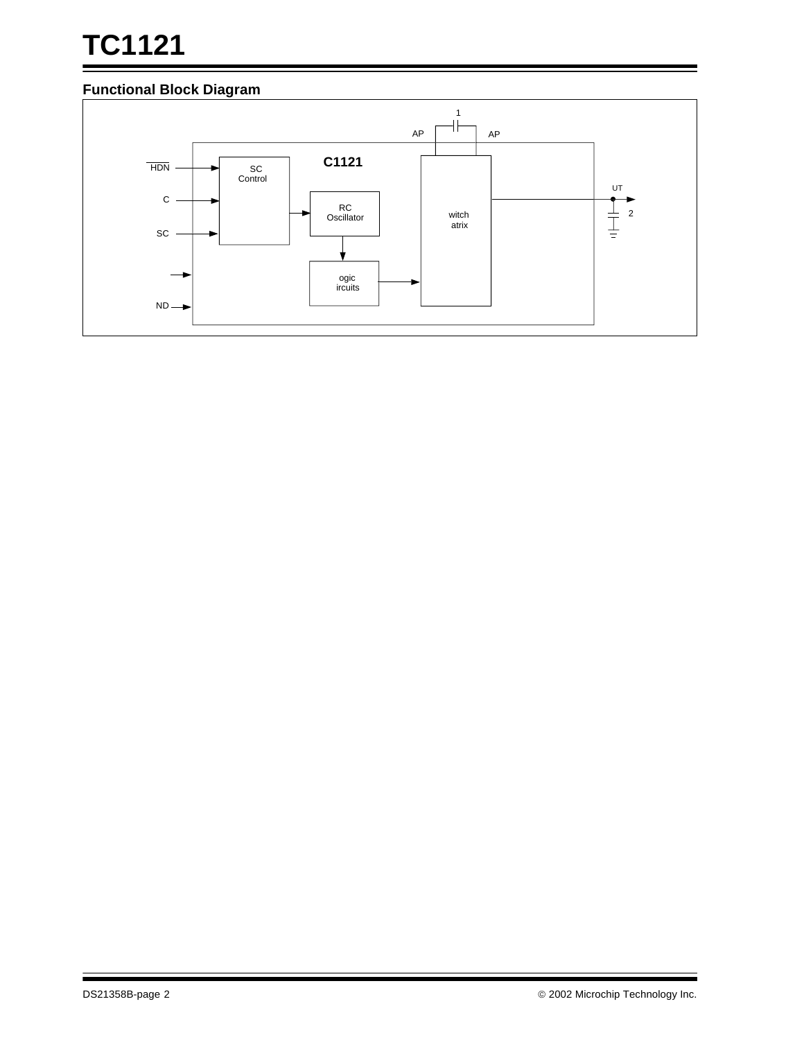## Functional Block Diagram

HDN
C
SC
ND
SC
Control
C1121
RC
Oscillator
ogic
ircuits
witch
atrix
1
AP
AP
UT
2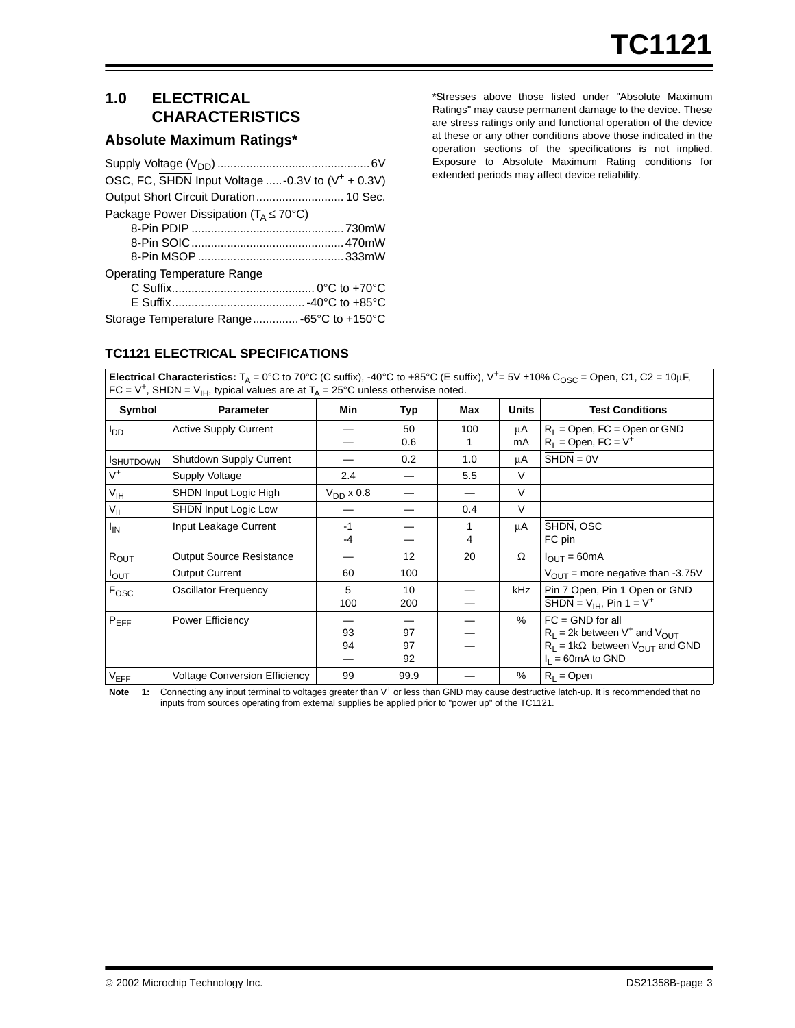## 1.0 ELECTRICAL CHARACTERISTICS

### Absolute Maximum Ratings*

Supply Voltage ($V_{DD}$) .............................................. 6V

OSC, FC, $\overline{SHDN}$ Input Voltage ..... -0.3V to ($V^+$ + 0.3V)

Output Short Circuit Duration ........................... 10 Sec.

Package Power Dissipation ($T_A \leq 70°C$)

- 8-Pin PDIP .............................................. 730mW
- 8-Pin SOIC .............................................. 470mW
- 8-Pin MSOP ............................................ 333mW

Operating Temperature Range

- C Suffix ........................................... 0°C to +70°C
- E Suffix ......................................... -40°C to +85°C

Storage Temperature Range .............. -65°C to +150°C

*Stresses above those listed under "Absolute Maximum Ratings" may cause permanent damage to the device. These are stress ratings only and functional operation of the device at these or any other conditions above those indicated in the operation sections of the specifications is not implied. Exposure to Absolute Maximum Rating conditions for extended periods may affect device reliability.

### TC1121 ELECTRICAL SPECIFICATIONS

**Electrical Characteristics:** $T_A$ = 0°C to 70°C (C suffix), -40°C to +85°C (E suffix), $V^+$= 5V ±10% $C_{OSC}$ = Open, C1, C2 = 10μF, FC = $V^+$, $\overline{SHDN}$ = $V_{IH}$, typical values are at $T_A$ = 25°C unless otherwise noted.

| Symbol | Parameter | Min | Typ | Max | Units | Test Conditions |
|---|---|---|---|---|---|---|
| $I_{DD}$ | Active Supply Current | —<br>— | 50<br>0.6 | 100<br>1 | μA<br>mA | $R_L$ = Open, FC = Open or GND<br>$R_L$ = Open, FC = $V^+$ |
| $I_{SHUTDOWN}$ | Shutdown Supply Current | — | 0.2 | 1.0 | μA | $\overline{SHDN}$ = 0V |
| $V^+$ | Supply Voltage | 2.4 | — | 5.5 | V | |
| $V_{IH}$ | $\overline{SHDN}$ Input Logic High | $V_{DD}$ x 0.8 | — | — | V | |
| $V_{IL}$ | $\overline{SHDN}$ Input Logic Low | — | — | 0.4 | V | |
| $I_{IN}$ | Input Leakage Current | -1<br>-4 | —<br>— | 1<br>4 | μA | $\overline{SHDN}$, OSC<br>FC pin |
| $R_{OUT}$ | Output Source Resistance | — | 12 | 20 | Ω | $I_{OUT}$ = 60mA |
| $I_{OUT}$ | Output Current | 60 | 100 | | | $V_{OUT}$ = more negative than -3.75V |
| $F_{OSC}$ | Oscillator Frequency | 5<br>100 | 10<br>200 | —<br>— | kHz | Pin 7 Open, Pin 1 Open or GND<br>$\overline{SHDN}$ = $V_{IH}$, Pin 1 = $V^+$ |
| $P_{EFF}$ | Power Efficiency | —<br>93<br>94<br>— | —<br>97<br>97<br>92 | —<br>—<br>— | % | FC = GND for all<br>$R_L$ = 2k between $V^+$ and $V_{OUT}$<br>$R_L$ = 1kΩ between $V_{OUT}$ and GND<br>$I_L$ = 60mA to GND |
| $V_{EFF}$ | Voltage Conversion Efficiency | 99 | 99.9 | — | % | $R_L$ = Open |

**Note 1:** Connecting any input terminal to voltages greater than $V^+$ or less than GND may cause destructive latch-up. It is recommended that no inputs from sources operating from external supplies be applied prior to "power up" of the TC1121.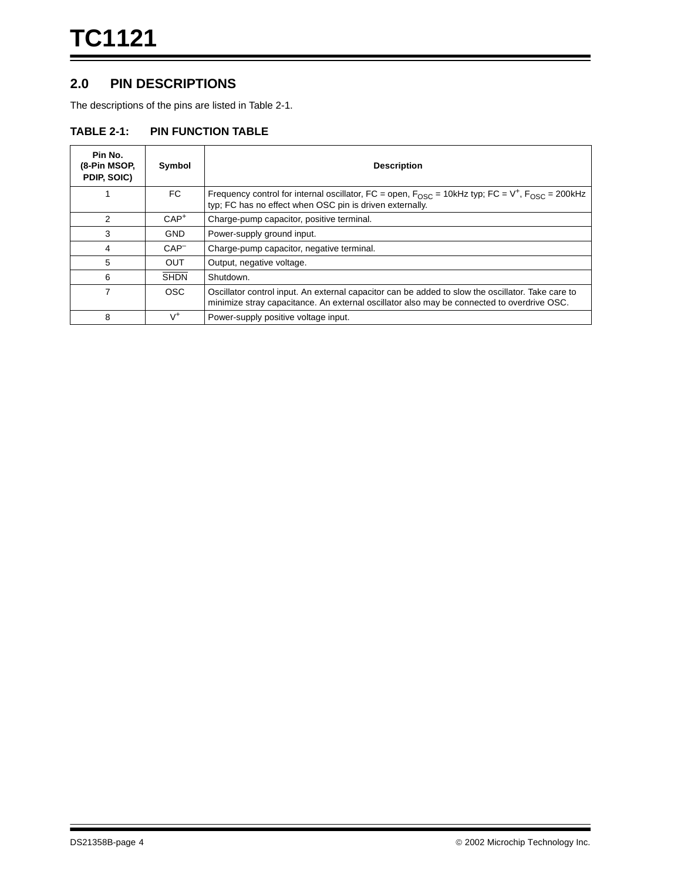## 2.0 PIN DESCRIPTIONS

The descriptions of the pins are listed in Table 2-1.

**TABLE 2-1: PIN FUNCTION TABLE**

| Pin No. (8-Pin MSOP, PDIP, SOIC) | Symbol | Description |
|---|---|---|
| 1 | FC | Frequency control for internal oscillator, FC = open, $F_{OSC}$ = 10kHz typ; FC = $V^+$, $F_{OSC}$ = 200kHz typ; FC has no effect when OSC pin is driven externally. |
| 2 | $CAP^+$ | Charge-pump capacitor, positive terminal. |
| 3 | GND | Power-supply ground input. |
| 4 | $CAP^-$ | Charge-pump capacitor, negative terminal. |
| 5 | OUT | Output, negative voltage. |
| 6 | $\overline{SHDN}$ | Shutdown. |
| 7 | OSC | Oscillator control input. An external capacitor can be added to slow the oscillator. Take care to minimize stray capacitance. An external oscillator also may be connected to overdrive OSC. |
| 8 | $V^+$ | Power-supply positive voltage input. |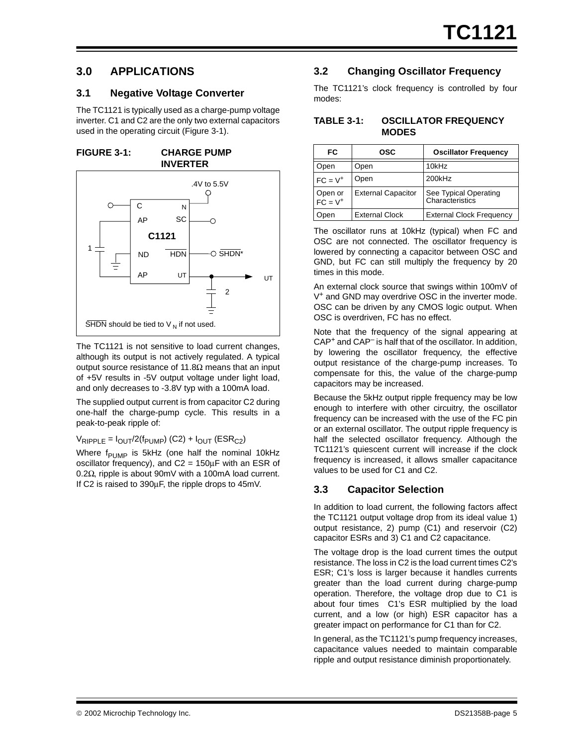## 3.0 APPLICATIONS

### 3.1 Negative Voltage Converter

The TC1121 is typically used as a charge-pump voltage inverter. C1 and C2 are the only two external capacitors used in the operating circuit (Figure 3-1).

**FIGURE 3-1: CHARGE PUMP INVERTER**

.4V to 5.5V
C
N
AP
SC
C1121
1
ND
HDN
SHDN*
AP
UT
UT
2

SHDN should be tied to V N if not used.

The TC1121 is not sensitive to load current changes, although its output is not actively regulated. A typical output source resistance of 11.8Ω means that an input of +5V results in -5V output voltage under light load, and only decreases to -3.8V typ with a 100mA load.

The supplied output current is from capacitor C2 during one-half the charge-pump cycle. This results in a peak-to-peak ripple of:

$$V_{RIPPLE} = I_{OUT}/2(f_{PUMP})\ (C2) + I_{OUT}\ (ESR_{C2})$$

Where $f_{PUMP}$ is 5kHz (one half the nominal 10kHz oscillator frequency), and C2 = 150µF with an ESR of 0.2Ω, ripple is about 90mV with a 100mA load current. If C2 is raised to 390µF, the ripple drops to 45mV.

### 3.2 Changing Oscillator Frequency

The TC1121's clock frequency is controlled by four modes:

**TABLE 3-1: OSCILLATOR FREQUENCY MODES**

| FC | OSC | Oscillator Frequency |
| --- | --- | --- |
| Open | Open | 10kHz |
| FC = $V^+$ | Open | 200kHz |
| Open or FC = $V^+$ | External Capacitor | See Typical Operating Characteristics |
| Open | External Clock | External Clock Frequency |

The oscillator runs at 10kHz (typical) when FC and OSC are not connected. The oscillator frequency is lowered by connecting a capacitor between OSC and GND, but FC can still multiply the frequency by 20 times in this mode.

An external clock source that swings within 100mV of $V^+$ and GND may overdrive OSC in the inverter mode. OSC can be driven by any CMOS logic output. When OSC is overdriven, FC has no effect.

Note that the frequency of the signal appearing at $CAP^+$ and $CAP^-$ is half that of the oscillator. In addition, by lowering the oscillator frequency, the effective output resistance of the charge-pump increases. To compensate for this, the value of the charge-pump capacitors may be increased.

Because the 5kHz output ripple frequency may be low enough to interfere with other circuitry, the oscillator frequency can be increased with the use of the FC pin or an external oscillator. The output ripple frequency is half the selected oscillator frequency. Although the TC1121's quiescent current will increase if the clock frequency is increased, it allows smaller capacitance values to be used for C1 and C2.

### 3.3 Capacitor Selection

In addition to load current, the following factors affect the TC1121 output voltage drop from its ideal value 1) output resistance, 2) pump (C1) and reservoir (C2) capacitor ESRs and 3) C1 and C2 capacitance.

The voltage drop is the load current times the output resistance. The loss in C2 is the load current times C2's ESR; C1's loss is larger because it handles currents greater than the load current during charge-pump operation. Therefore, the voltage drop due to C1 is about four times C1's ESR multiplied by the load current, and a low (or high) ESR capacitor has a greater impact on performance for C1 than for C2.

In general, as the TC1121's pump frequency increases, capacitance values needed to maintain comparable ripple and output resistance diminish proportionately.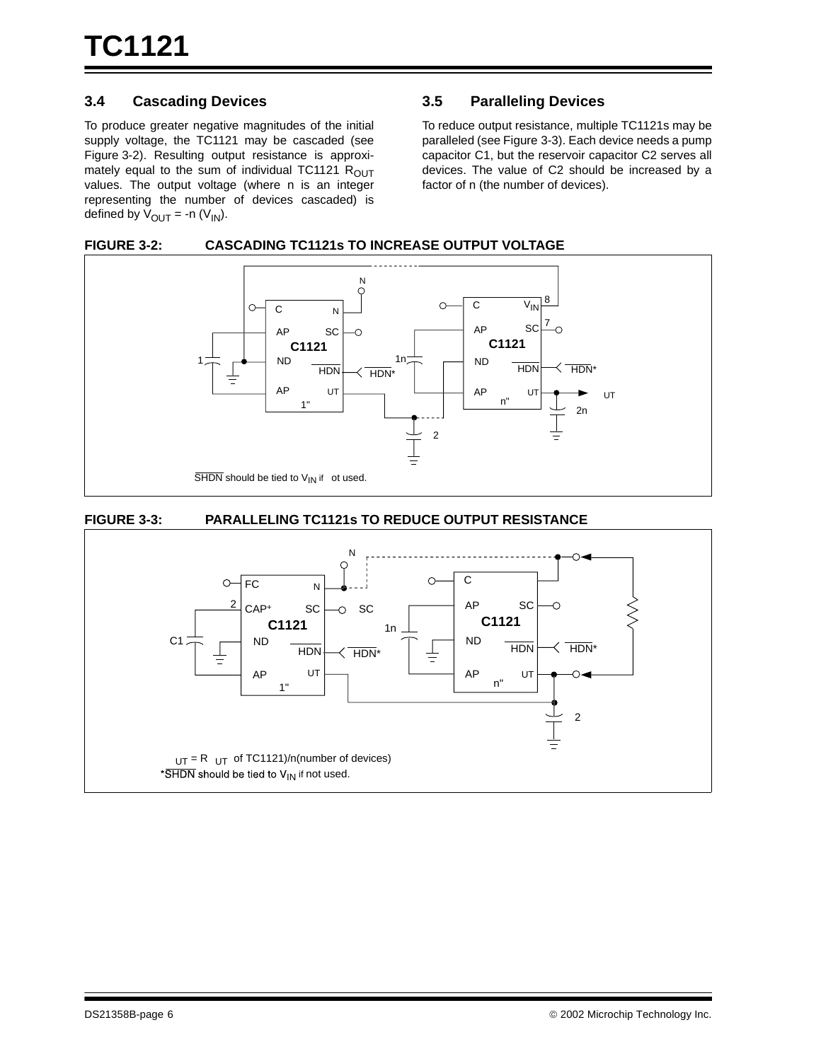### 3.4 Cascading Devices

To produce greater negative magnitudes of the initial supply voltage, the TC1121 may be cascaded (see Figure 3-2). Resulting output resistance is approximately equal to the sum of individual TC1121 $R_{OUT}$ values. The output voltage (where n is an integer representing the number of devices cascaded) is defined by $V_{OUT} = -n (V_{IN})$.

### 3.5 Paralleling Devices

To reduce output resistance, multiple TC1121s may be paralleled (see Figure 3-3). Each device needs a pump capacitor C1, but the reservoir capacitor C2 serves all devices. The value of C2 should be increased by a factor of n (the number of devices).

**FIGURE 3-2: CASCADING TC1121s TO INCREASE OUTPUT VOLTAGE**

N
C
N
AP
SC
C1121
1
ND
HDN
HDN*
AP
UT
1"
C
$V_{IN}$
8
7
AP
SC
C1121
1n
ND
HDN
HDN*
AP
UT
n"
UT
2n
2

$\overline{SHDN}$ should be tied to $V_{IN}$ if ot used.

**FIGURE 3-3: PARALLELING TC1121s TO REDUCE OUTPUT RESISTANCE**

N
FC
N
2
CAP+
SC
SC
C1121
C1
ND
HDN
HDN*
AP
UT
1"
C
AP
SC
C1121
1n
ND
HDN
HDN*
AP
UT
n"
2

UT = R UT of TC1121)/n(number of devices)

*$\overline{SHDN}$ should be tied to $V_{IN}$ if not used.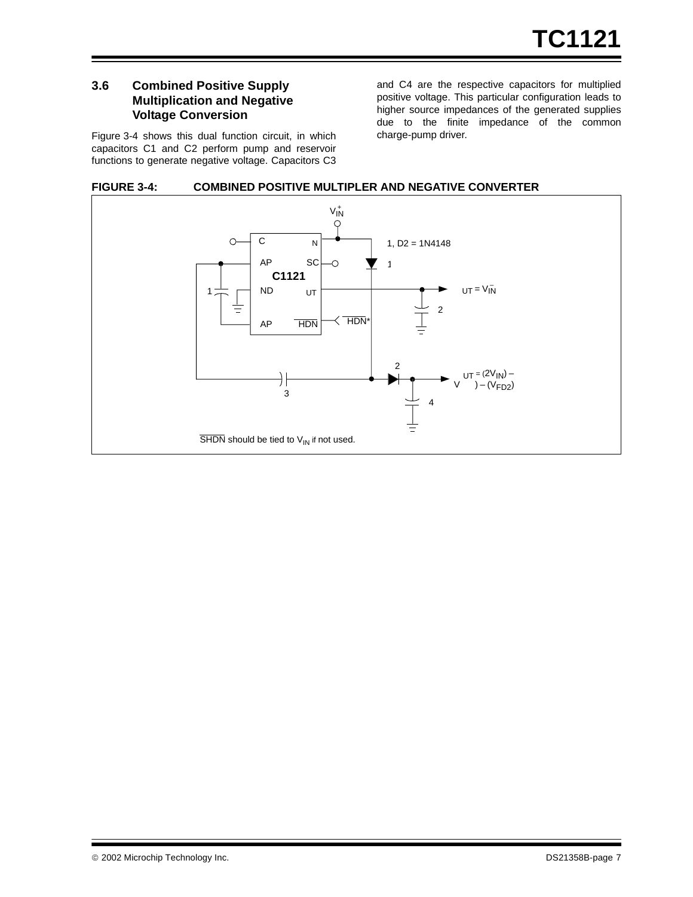### 3.6 Combined Positive Supply Multiplication and Negative Voltage Conversion

Figure 3-4 shows this dual function circuit, in which capacitors C1 and C2 perform pump and reservoir functions to generate negative voltage. Capacitors C3 and C4 are the respective capacitors for multiplied positive voltage. This particular configuration leads to higher source impedances of the generated supplies due to the finite impedance of the common charge-pump driver.

**FIGURE 3-4: COMBINED POSITIVE MULTIPLER AND NEGATIVE CONVERTER**

$\overline{\text{SHDN}}$ should be tied to $V_{IN}$ if not used.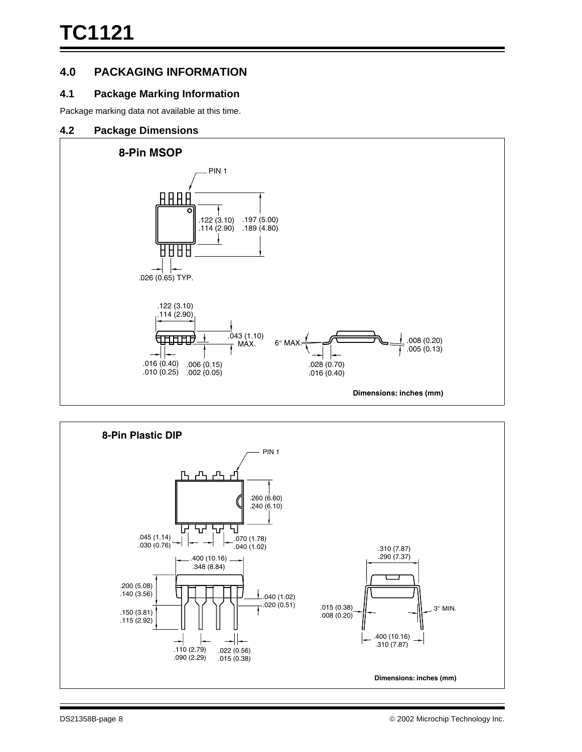## 4.0 PACKAGING INFORMATION

### 4.1 Package Marking Information

Package marking data not available at this time.

### 4.2 Package Dimensions

**8-Pin MSOP**

PIN 1

.122 (3.10)
.114 (2.90)

.197 (5.00)
.189 (4.80)

.026 (0.65) TYP.

.122 (3.10)
.114 (2.90)

.043 (1.10)
MAX.

6° MAX.

.008 (0.20)
.005 (0.13)

.016 (0.40)
.010 (0.25)

.006 (0.15)
.002 (0.05)

.028 (0.70)
.016 (0.40)

**Dimensions: inches (mm)**

**8-Pin Plastic DIP**

PIN 1

.260 (6.60)
.240 (6.10)

.045 (1.14)
.030 (0.76)

.070 (1.78)
.040 (1.02)

.400 (10.16)
.348 (8.84)

.310 (7.87)
.290 (7.37)

.200 (5.08)
.140 (3.56)

.040 (1.02)
.020 (0.51)

.015 (0.38)
.008 (0.20)

3° MIN.

.150 (3.81)
.115 (2.92)

.400 (10.16)
.310 (7.87)

.110 (2.79)
.090 (2.29)

.022 (0.56)
.015 (0.38)

**Dimensions: inches (mm)**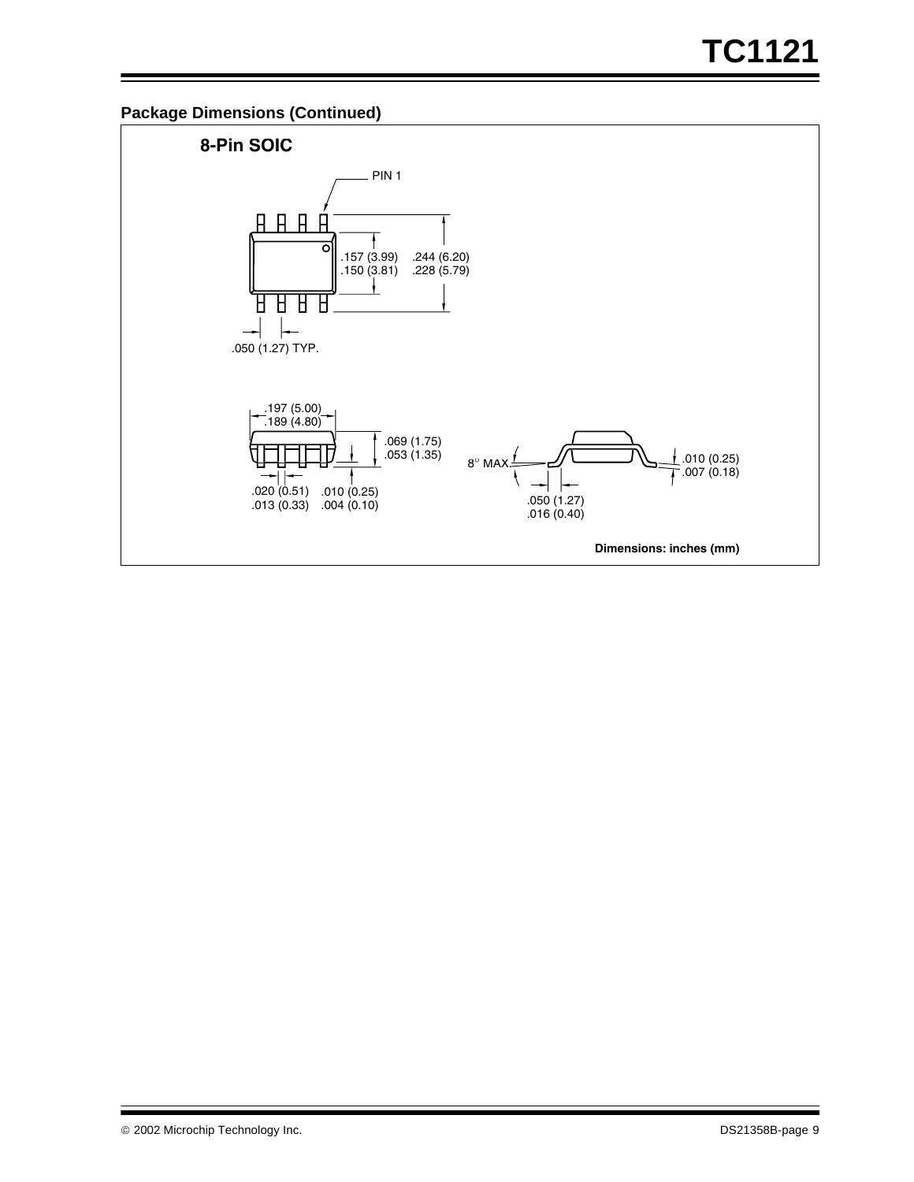## Package Dimensions (Continued)

**8-Pin SOIC**

PIN 1

.157 (3.99)
.150 (3.81)

.244 (6.20)
.228 (5.79)

.050 (1.27) TYP.

.197 (5.00)
.189 (4.80)

.069 (1.75)
.053 (1.35)

.020 (0.51)
.013 (0.33)

.010 (0.25)
.004 (0.10)

8° MAX.

.010 (0.25)
.007 (0.18)

.050 (1.27)
.016 (0.40)

**Dimensions: inches (mm)**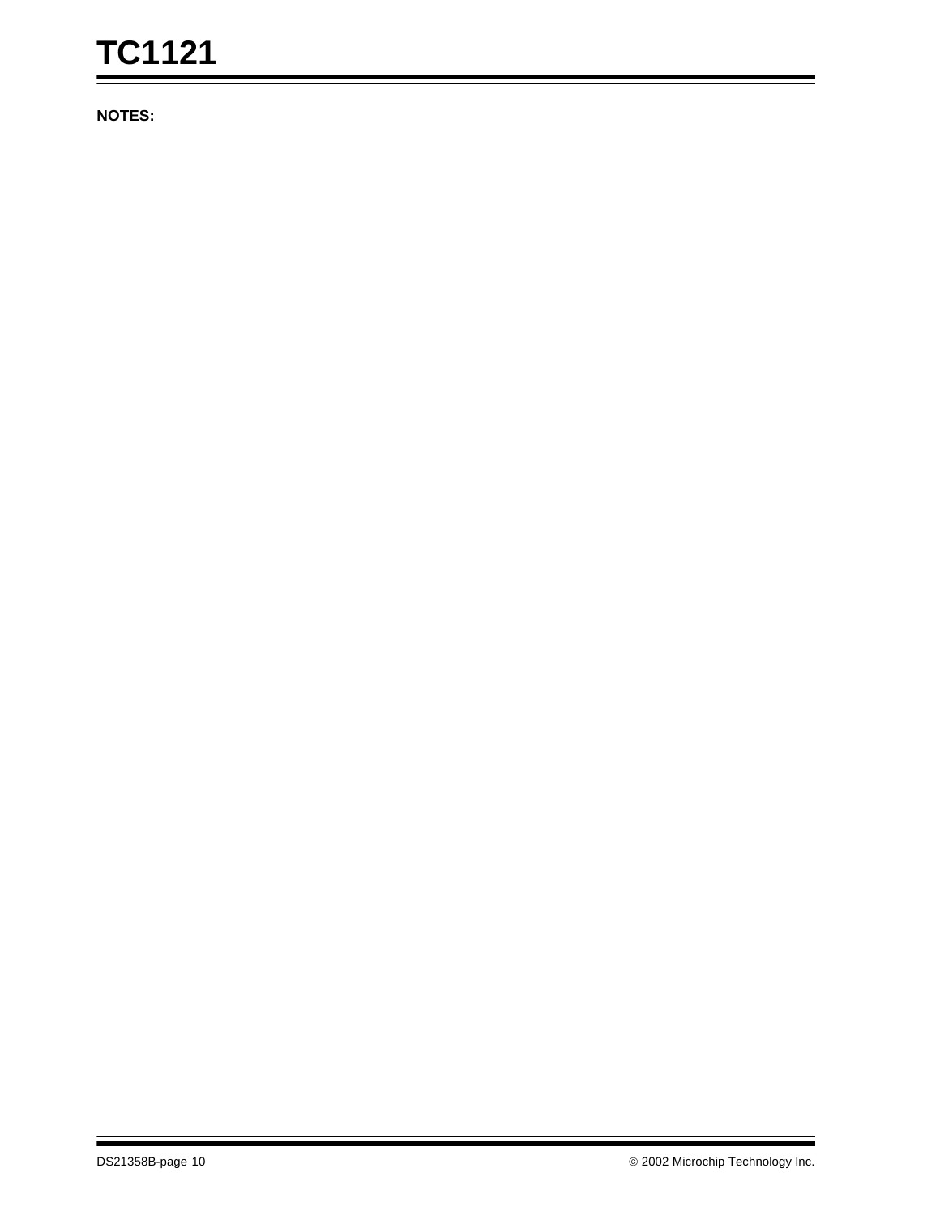**NOTES:**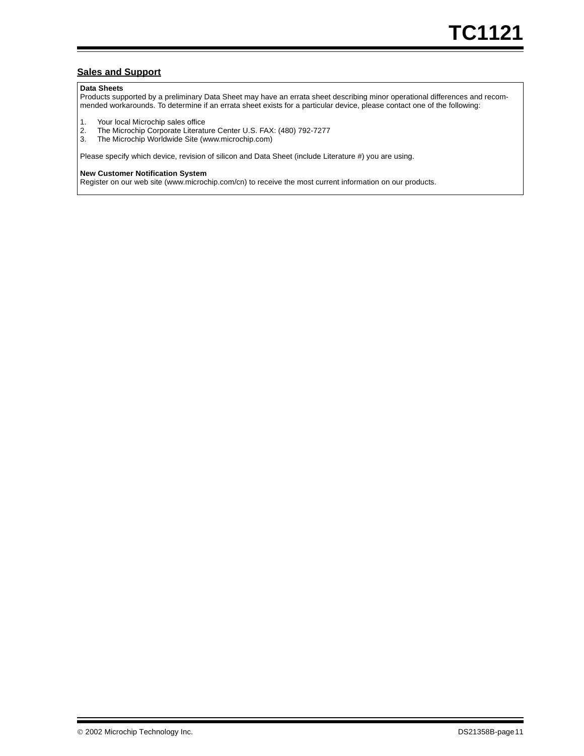## Sales and Support

**Data Sheets**

Products supported by a preliminary Data Sheet may have an errata sheet describing minor operational differences and recommended workarounds. To determine if an errata sheet exists for a particular device, please contact one of the following:

1. Your local Microchip sales office
2. The Microchip Corporate Literature Center U.S. FAX: (480) 792-7277
3. The Microchip Worldwide Site (www.microchip.com)

Please specify which device, revision of silicon and Data Sheet (include Literature #) you are using.

**New Customer Notification System**

Register on our web site (www.microchip.com/cn) to receive the most current information on our products.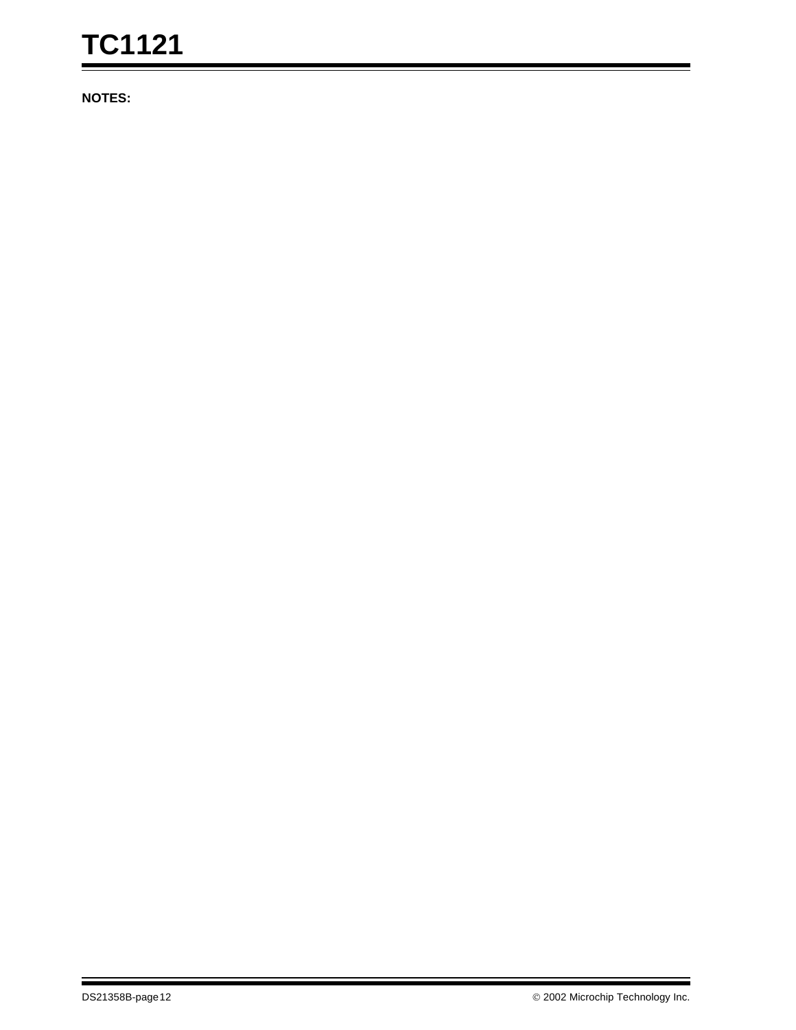**NOTES:**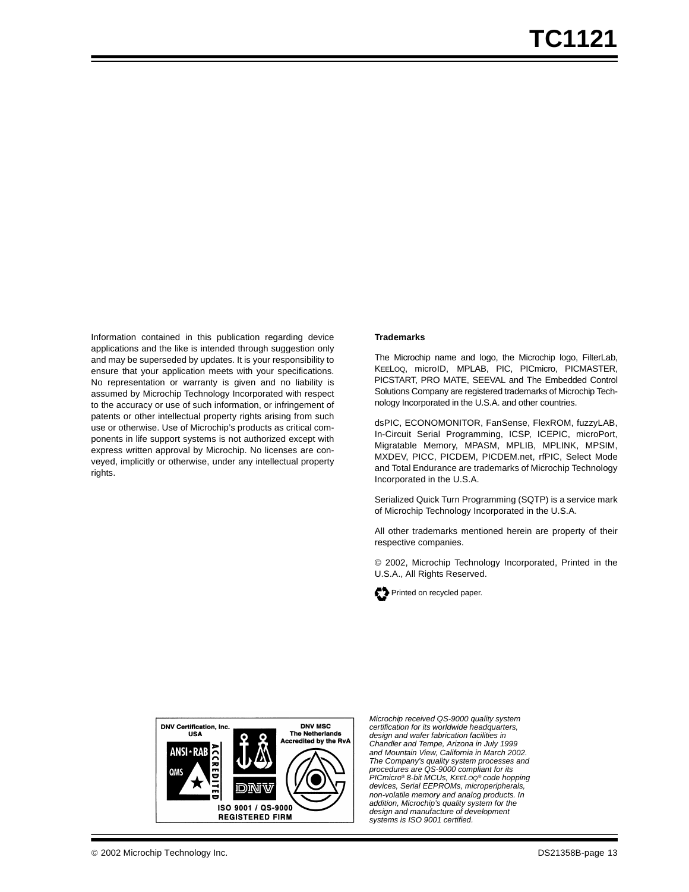Information contained in this publication regarding device applications and the like is intended through suggestion only and may be superseded by updates. It is your responsibility to ensure that your application meets with your specifications. No representation or warranty is given and no liability is assumed by Microchip Technology Incorporated with respect to the accuracy or use of such information, or infringement of patents or other intellectual property rights arising from such use or otherwise. Use of Microchip's products as critical components in life support systems is not authorized except with express written approval by Microchip. No licenses are conveyed, implicitly or otherwise, under any intellectual property rights.

**Trademarks**

The Microchip name and logo, the Microchip logo, FilterLab, KEELOQ, microID, MPLAB, PIC, PICmicro, PICMASTER, PICSTART, PRO MATE, SEEVAL and The Embedded Control Solutions Company are registered trademarks of Microchip Technology Incorporated in the U.S.A. and other countries.

dsPIC, ECONOMONITOR, FanSense, FlexROM, fuzzyLAB, In-Circuit Serial Programming, ICSP, ICEPIC, microPort, Migratable Memory, MPASM, MPLIB, MPLINK, MPSIM, MXDEV, PICC, PICDEM, PICDEM.net, rfPIC, Select Mode and Total Endurance are trademarks of Microchip Technology Incorporated in the U.S.A.

Serialized Quick Turn Programming (SQTP) is a service mark of Microchip Technology Incorporated in the U.S.A.

All other trademarks mentioned herein are property of their respective companies.

© 2002, Microchip Technology Incorporated, Printed in the U.S.A., All Rights Reserved.

Printed on recycled paper.

DNV Certification, Inc. USA

ANSI • RAB QMS ACCREDITED

DNV MSC The Netherlands Accredited by the RvA

DNV

ISO 9001 / QS-9000 REGISTERED FIRM

*Microchip received QS-9000 quality system certification for its worldwide headquarters, design and wafer fabrication facilities in Chandler and Tempe, Arizona in July 1999 and Mountain View, California in March 2002. The Company's quality system processes and procedures are QS-9000 compliant for its PICmicro® 8-bit MCUs, KEELOQ® code hopping devices, Serial EEPROMs, microperipherals, non-volatile memory and analog products. In addition, Microchip's quality system for the design and manufacture of development systems is ISO 9001 certified.*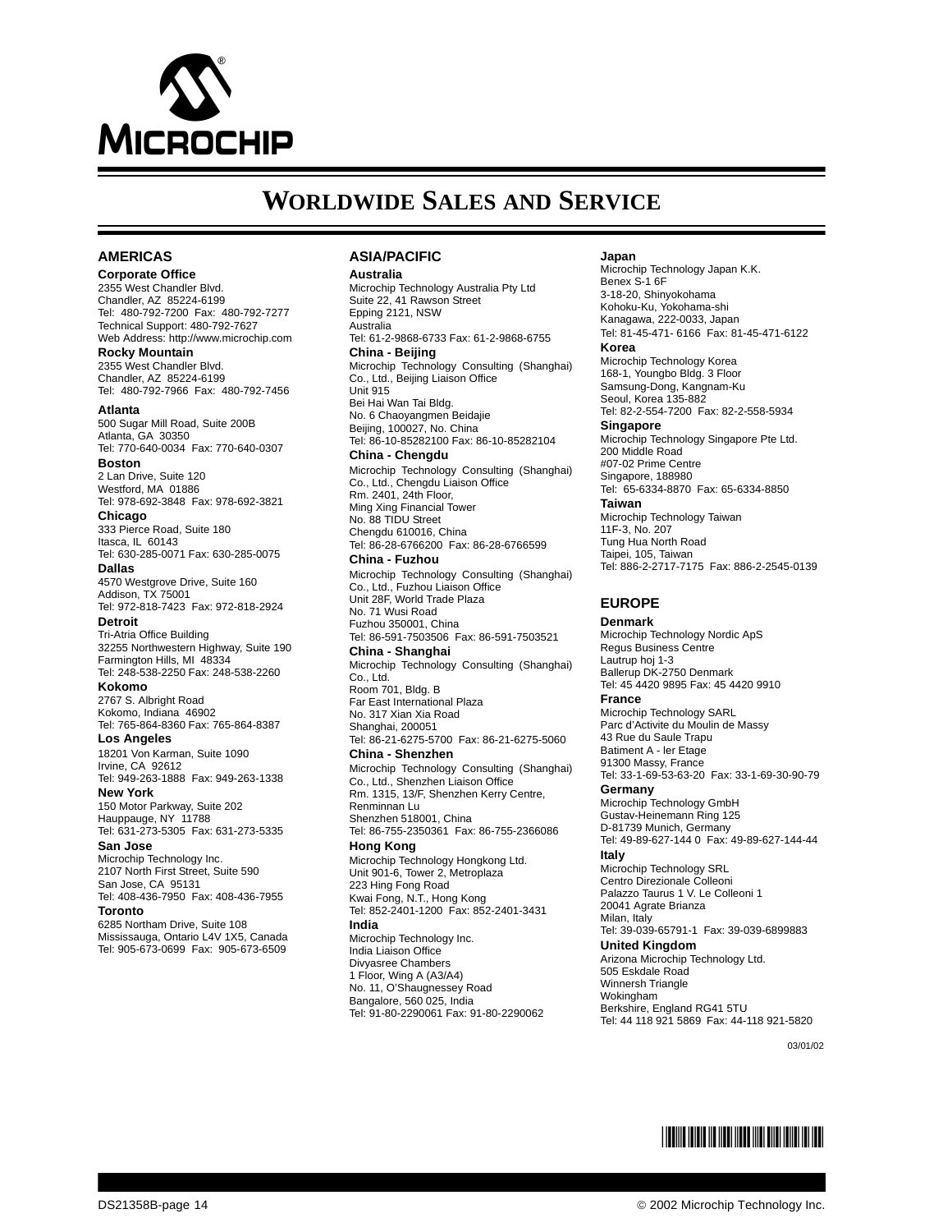# WORLDWIDE SALES AND SERVICE

## AMERICAS

**Corporate Office**
2355 West Chandler Blvd.
Chandler, AZ 85224-6199
Tel: 480-792-7200 Fax: 480-792-7277
Technical Support: 480-792-7627
Web Address: http://www.microchip.com

**Rocky Mountain**
2355 West Chandler Blvd.
Chandler, AZ 85224-6199
Tel: 480-792-7966 Fax: 480-792-7456

**Atlanta**
500 Sugar Mill Road, Suite 200B
Atlanta, GA 30350
Tel: 770-640-0034 Fax: 770-640-0307

**Boston**
2 Lan Drive, Suite 120
Westford, MA 01886
Tel: 978-692-3848 Fax: 978-692-3821

**Chicago**
333 Pierce Road, Suite 180
Itasca, IL 60143
Tel: 630-285-0071 Fax: 630-285-0075

**Dallas**
4570 Westgrove Drive, Suite 160
Addison, TX 75001
Tel: 972-818-7423 Fax: 972-818-2924

**Detroit**
Tri-Atria Office Building
32255 Northwestern Highway, Suite 190
Farmington Hills, MI 48334
Tel: 248-538-2250 Fax: 248-538-2260

**Kokomo**
2767 S. Albright Road
Kokomo, Indiana 46902
Tel: 765-864-8360 Fax: 765-864-8387

**Los Angeles**
18201 Von Karman, Suite 1090
Irvine, CA 92612
Tel: 949-263-1888 Fax: 949-263-1338

**New York**
150 Motor Parkway, Suite 202
Hauppauge, NY 11788
Tel: 631-273-5305 Fax: 631-273-5335

**San Jose**
Microchip Technology Inc.
2107 North First Street, Suite 590
San Jose, CA 95131
Tel: 408-436-7950 Fax: 408-436-7955

**Toronto**
6285 Northam Drive, Suite 108
Mississauga, Ontario L4V 1X5, Canada
Tel: 905-673-0699 Fax: 905-673-6509

## ASIA/PACIFIC

**Australia**
Microchip Technology Australia Pty Ltd
Suite 22, 41 Rawson Street
Epping 2121, NSW
Australia
Tel: 61-2-9868-6733 Fax: 61-2-9868-6755

**China - Beijing**
Microchip Technology Consulting (Shanghai) Co., Ltd., Beijing Liaison Office
Unit 915
Bei Hai Wan Tai Bldg.
No. 6 Chaoyangmen Beidajie
Beijing, 100027, No. China
Tel: 86-10-85282100 Fax: 86-10-85282104

**China - Chengdu**
Microchip Technology Consulting (Shanghai) Co., Ltd., Chengdu Liaison Office
Rm. 2401, 24th Floor,
Ming Xing Financial Tower
No. 88 TIDU Street
Chengdu 610016, China
Tel: 86-28-6766200 Fax: 86-28-6766599

**China - Fuzhou**
Microchip Technology Consulting (Shanghai) Co., Ltd., Fuzhou Liaison Office
Unit 28F, World Trade Plaza
No. 71 Wusi Road
Fuzhou 350001, China
Tel: 86-591-7503506 Fax: 86-591-7503521

**China - Shanghai**
Microchip Technology Consulting (Shanghai) Co., Ltd.
Room 701, Bldg. B
Far East International Plaza
No. 317 Xian Xia Road
Shanghai, 200051
Tel: 86-21-6275-5700 Fax: 86-21-6275-5060

**China - Shenzhen**
Microchip Technology Consulting (Shanghai) Co., Ltd., Shenzhen Liaison Office
Rm. 1315, 13/F, Shenzhen Kerry Centre,
Renminnan Lu
Shenzhen 518001, China
Tel: 86-755-2350361 Fax: 86-755-2366086

**Hong Kong**
Microchip Technology Hongkong Ltd.
Unit 901-6, Tower 2, Metroplaza
223 Hing Fong Road
Kwai Fong, N.T., Hong Kong
Tel: 852-2401-1200 Fax: 852-2401-3431

**India**
Microchip Technology Inc.
India Liaison Office
Divyasree Chambers
1 Floor, Wing A (A3/A4)
No. 11, O'Shaugnessey Road
Bangalore, 560 025, India
Tel: 91-80-2290061 Fax: 91-80-2290062

**Japan**
Microchip Technology Japan K.K.
Benex S-1 6F
3-18-20, Shinyokohama
Kohoku-Ku, Yokohama-shi
Kanagawa, 222-0033, Japan
Tel: 81-45-471- 6166 Fax: 81-45-471-6122

**Korea**
Microchip Technology Korea
168-1, Youngbo Bldg. 3 Floor
Samsung-Dong, Kangnam-Ku
Seoul, Korea 135-882
Tel: 82-2-554-7200 Fax: 82-2-558-5934

**Singapore**
Microchip Technology Singapore Pte Ltd.
200 Middle Road
#07-02 Prime Centre
Singapore, 188980
Tel: 65-6334-8870 Fax: 65-6334-8850

**Taiwan**
Microchip Technology Taiwan
11F-3, No. 207
Tung Hua North Road
Taipei, 105, Taiwan
Tel: 886-2-2717-7175 Fax: 886-2-2545-0139

## EUROPE

**Denmark**
Microchip Technology Nordic ApS
Regus Business Centre
Lautrup hoj 1-3
Ballerup DK-2750 Denmark
Tel: 45 4420 9895 Fax: 45 4420 9910

**France**
Microchip Technology SARL
Parc d'Activite du Moulin de Massy
43 Rue du Saule Trapu
Batiment A - ler Etage
91300 Massy, France
Tel: 33-1-69-53-63-20 Fax: 33-1-69-30-90-79

**Germany**
Microchip Technology GmbH
Gustav-Heinemann Ring 125
D-81739 Munich, Germany
Tel: 49-89-627-144 0 Fax: 49-89-627-144-44

**Italy**
Microchip Technology SRL
Centro Direzionale Colleoni
Palazzo Taurus 1 V. Le Colleoni 1
20041 Agrate Brianza
Milan, Italy
Tel: 39-039-65791-1 Fax: 39-039-6899883

**United Kingdom**
Arizona Microchip Technology Ltd.
505 Eskdale Road
Winnersh Triangle
Wokingham
Berkshire, England RG41 5TU
Tel: 44 118 921 5869 Fax: 44-118 921-5820

03/01/02